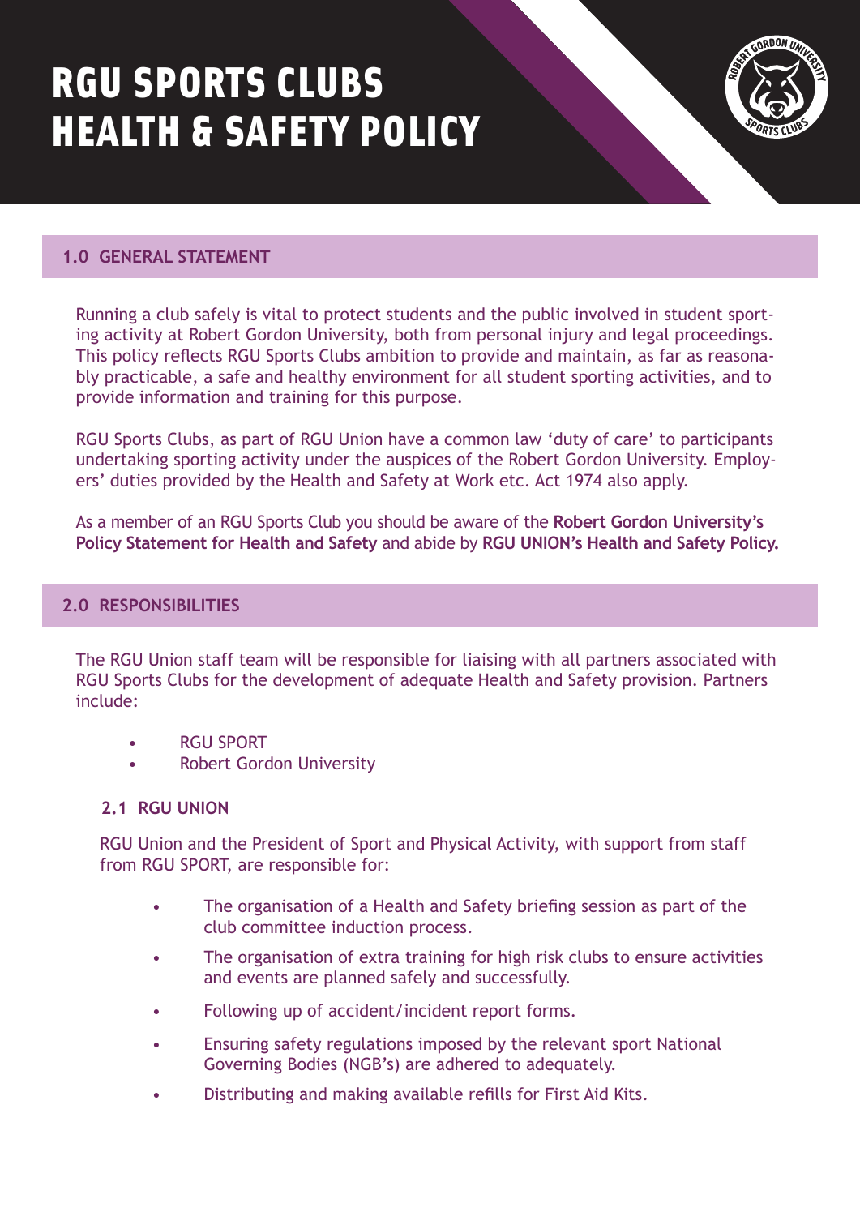# RGU SPORTS CLUBS HEALTH & SAFETY POLICY

## 1.0 GENERAL STATEMENT

Running a club safely is vital to protect students and the public involved in student sporting activity at Robert Gordon University, both from personal injury and legal proceedings. This policy reflects RGU Sports Clubs ambition to provide and maintain, as far as reasonably practicable, a safe and healthy environment for all student sporting activities, and to provide information and training for this purpose.

RGU Sports Clubs, as part of RGU Union have a common law 'duty of care' to participants undertaking sporting activity under the auspices of the Robert Gordon University. Employers' duties provided by the Health and Safety at Work etc. Act 1974 also apply.

As a member of an RGU Sports Club you should be aware of the **Robert Gordon University's Policy Statement for Health and Safety** and abide by **RGU UNION's Health and Safety Policy.**

## 2.0 RESPONSIBILITIES

The RGU Union staff team will be responsible for liaising with all partners associated with RGU Sports Clubs for the development of adequate Health and Safety provision. Partners include:

- RGU SPORT
- Robert Gordon University

### 2.1 RGU UNION

RGU Union and the President of Sport and Physical Activity, with support from staff from RGU SPORT, are responsible for:

- The organisation of a Health and Safety briefing session as part of the club committee induction process.
- The organisation of extra training for high risk clubs to ensure activities and events are planned safely and successfully.
- Following up of accident/incident report forms.
- Ensuring safety regulations imposed by the relevant sport National Governing Bodies (NGB's) are adhered to adequately.
- Distributing and making available refills for First Aid Kits.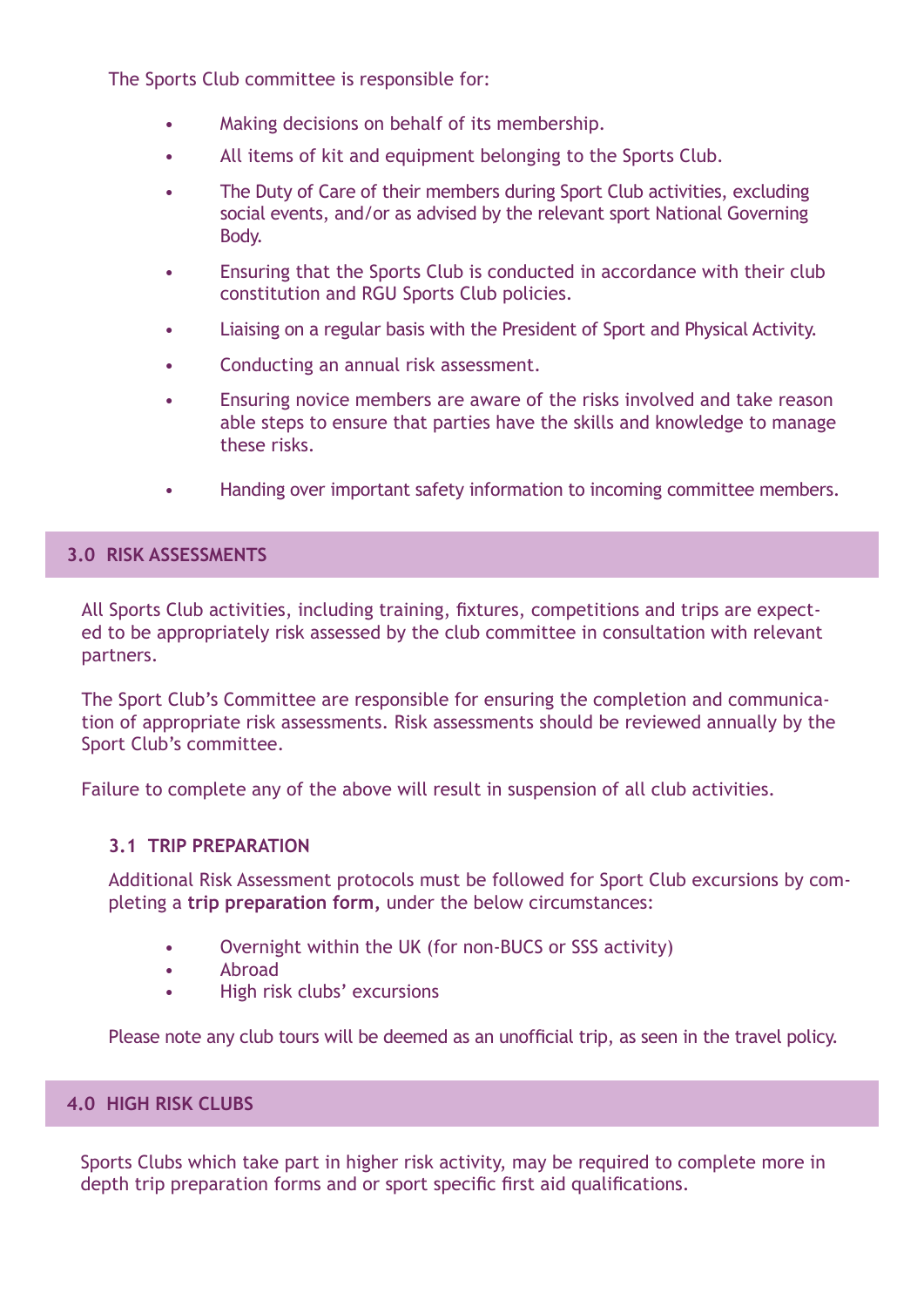The Sports Club committee is responsible for:

- Making decisions on behalf of its membership.
- All items of kit and equipment belonging to the Sports Club.
- The Duty of Care of their members during Sport Club activities, excluding social events, and/or as advised by the relevant sport National Governing Body.
- Ensuring that the Sports Club is conducted in accordance with their club constitution and RGU Sports Club policies.
- Liaising on a regular basis with the President of Sport and Physical Activity.
- Conducting an annual risk assessment.
- Ensuring novice members are aware of the risks involved and take reasonable steps to ensure that parties have the skills and knowledge to manage these risks.
- Handing over important safety information to incoming committee members.

## 3.0 RISK ASSESSMENTS

All Sports Club activities, including training, fixtures, competitions and trips are expected to be appropriately risk assessed by the club committee in consultation with relevant partners.

The Sport Club's Committee are responsible for ensuring the completion and communication of appropriate risk assessments. Risk assessments should be reviewed annually by the Sport Club's committee.

Failure to complete any of the above will result in suspension of all club activities.

### 3.1 TRIP PREPARATION

Additional Risk Assessment protocols must be followed for Sport Club excursions by completing a **trip preparation form**, under the below circumstances:

- Overnight within the UK (for non-BUCS or SSS activity)
- Abroad
- High risk clubs' excursions

Please note any club tours will be deemed as an unofficial trip, as seen in the travel policy.

## 4.0 HIGH RISK CLUBS

Sports Clubs which take part in higher risk activity, may be required to complete more in depth trip preparation forms and or sport specific first aid qualifications.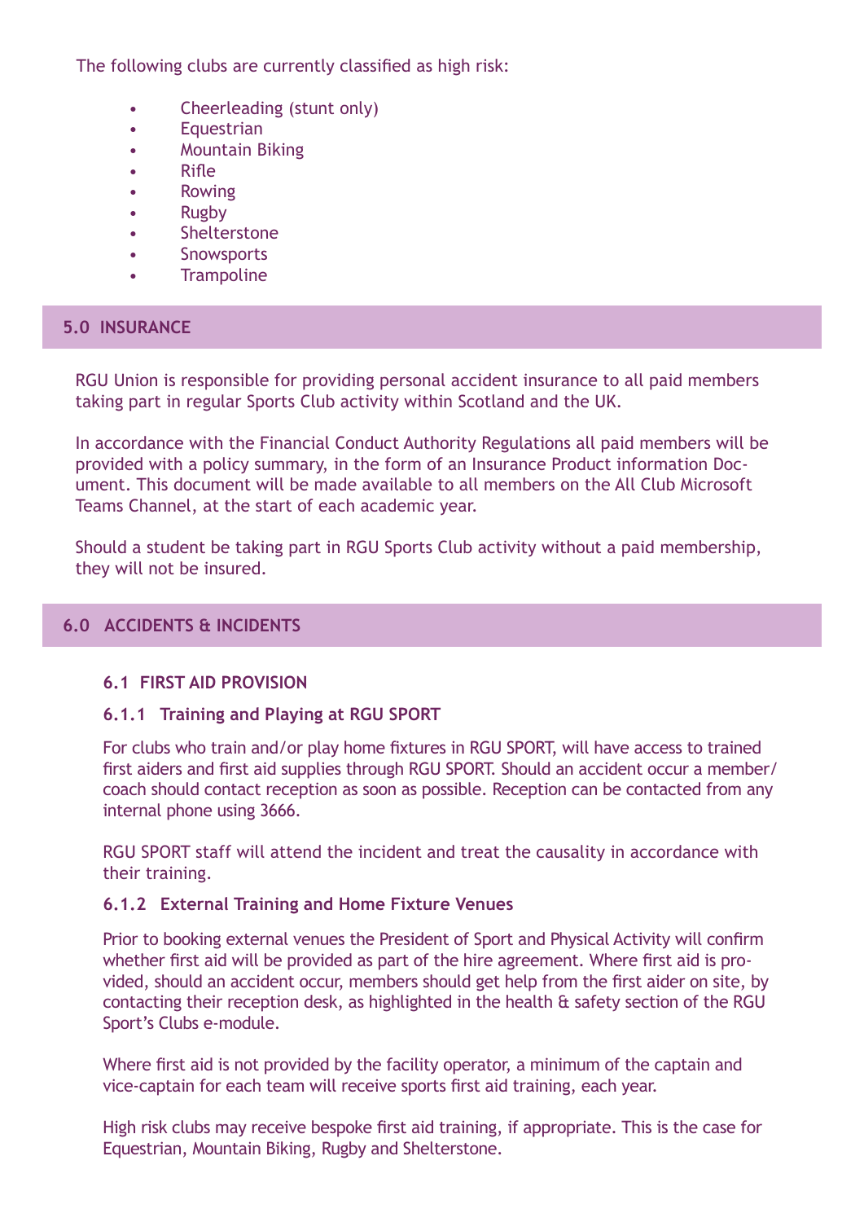The following clubs are currently classified as high risk:

- Cheerleading (stunt only)
- Equestrian
- Mountain Biking
- Rifle
- Rowing
- Rugby
- Shelterstone
- Snowsports
- Trampoline

## 5.0 INSURANCE

RGU Union is responsible for providing personal accident insurance to all paid members taking part in regular Sports Club activity within Scotland and the UK.

In accordance with the Financial Conduct Authority Regulations all paid members will be provided with a policy summary, in the form of an Insurance Product information Document. This document will be made available to all members on the All Club Microsoft Teams Channel, at the start of each academic year.

Should a student be taking part in RGU Sports Club activity without a paid membership, they will not be insured.

## 6.0 ACCIDENTS & INCIDENTS

### 6.1 FIRST AID PROVISION

#### 6.1.1 Training and Playing at RGU SPORT

For clubs who train and/or play home fixtures in RGU SPORT, will have access to trained first aiders and first aid supplies through RGU SPORT. Should an accident occur a member/coach should contact reception as soon as possible. Reception can be contacted from any internal phone using 3666.

RGU SPORT staff will attend the incident and treat the causality in accordance with their training.

#### 6.1.2 External Training and Home Fixture Venues

Prior to booking external venues the President of Sport and Physical Activity will confirm whether first aid will be provided as part of the hire agreement. Where first aid is provided, should an accident occur, members should get help from the first aider on site, by contacting their reception desk, as highlighted in the health & safety section of the RGU Sport's Clubs e-module.

Where first aid is not provided by the facility operator, a minimum of the captain and vice-captain for each team will receive sports first aid training, each year.

High risk clubs may receive bespoke first aid training, if appropriate. This is the case for Equestrian, Mountain Biking, Rugby and Shelterstone.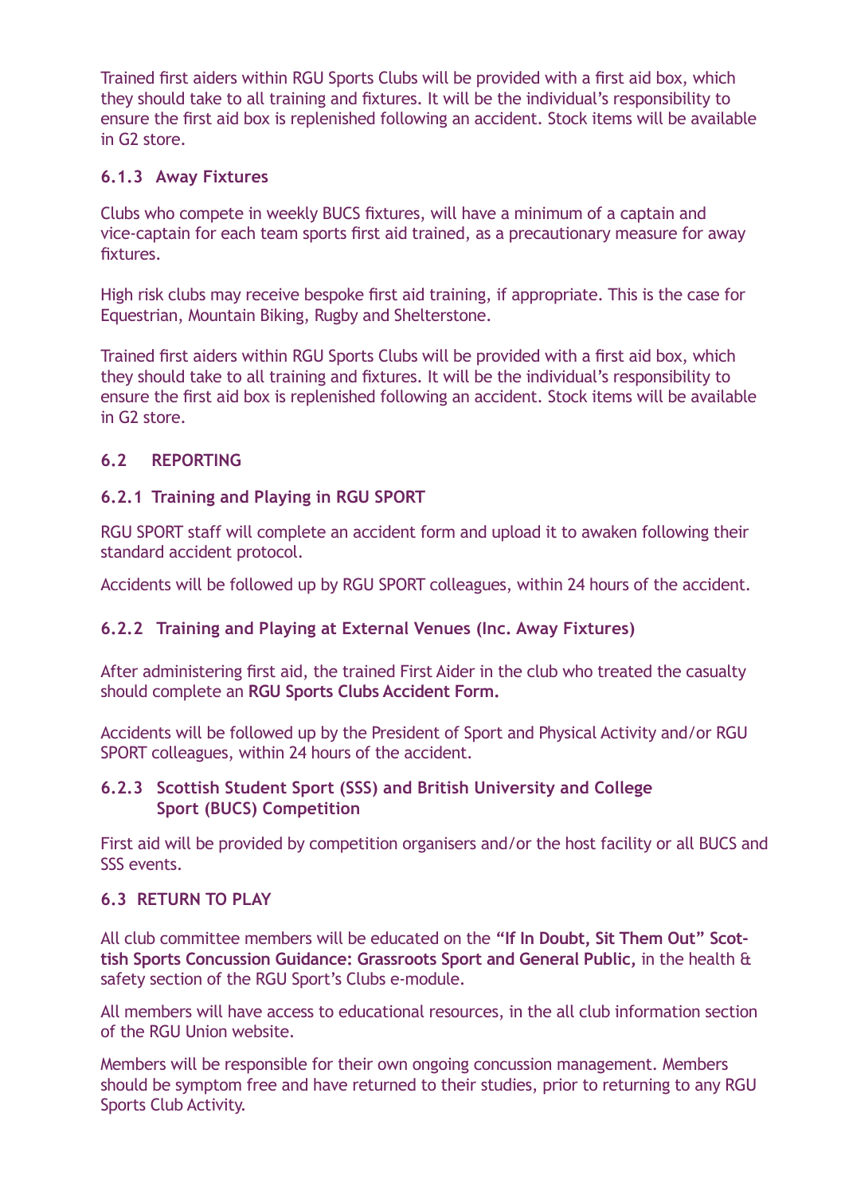Trained first aiders within RGU Sports Clubs will be provided with a first aid box, which they should take to all training and fixtures. It will be the individual's responsibility to ensure the first aid box is replenished following an accident. Stock items will be available in G2 store.

#### 6.1.3 Away Fixtures

Clubs who compete in weekly BUCS fixtures, will have a minimum of a captain and vice-captain for each team sports first aid trained, as a precautionary measure for away fixtures.

High risk clubs may receive bespoke first aid training, if appropriate. This is the case for Equestrian, Mountain Biking, Rugby and Shelterstone.

Trained first aiders within RGU Sports Clubs will be provided with a first aid box, which they should take to all training and fixtures. It will be the individual's responsibility to ensure the first aid box is replenished following an accident. Stock items will be available in G2 store.

### 6.2 REPORTING

#### 6.2.1 Training and Playing in RGU SPORT

RGU SPORT staff will complete an accident form and upload it to awaken following their standard accident protocol.

Accidents will be followed up by RGU SPORT colleagues, within 24 hours of the accident.

#### 6.2.2 Training and Playing at External Venues (Inc. Away Fixtures)

After administering first aid, the trained First Aider in the club who treated the casualty should complete an **RGU Sports Clubs Accident Form.**

Accidents will be followed up by the President of Sport and Physical Activity and/or RGU SPORT colleagues, within 24 hours of the accident.

#### 6.2.3 Scottish Student Sport (SSS) and British University and College Sport (BUCS) Competition

First aid will be provided by competition organisers and/or the host facility or all BUCS and SSS events.

### 6.3 RETURN TO PLAY

All club committee members will be educated on the **"If In Doubt, Sit Them Out" Scottish Sports Concussion Guidance: Grassroots Sport and General Public,** in the health & safety section of the RGU Sport's Clubs e-module.

All members will have access to educational resources, in the all club information section of the RGU Union website.

Members will be responsible for their own ongoing concussion management. Members should be symptom free and have returned to their studies, prior to returning to any RGU Sports Club Activity.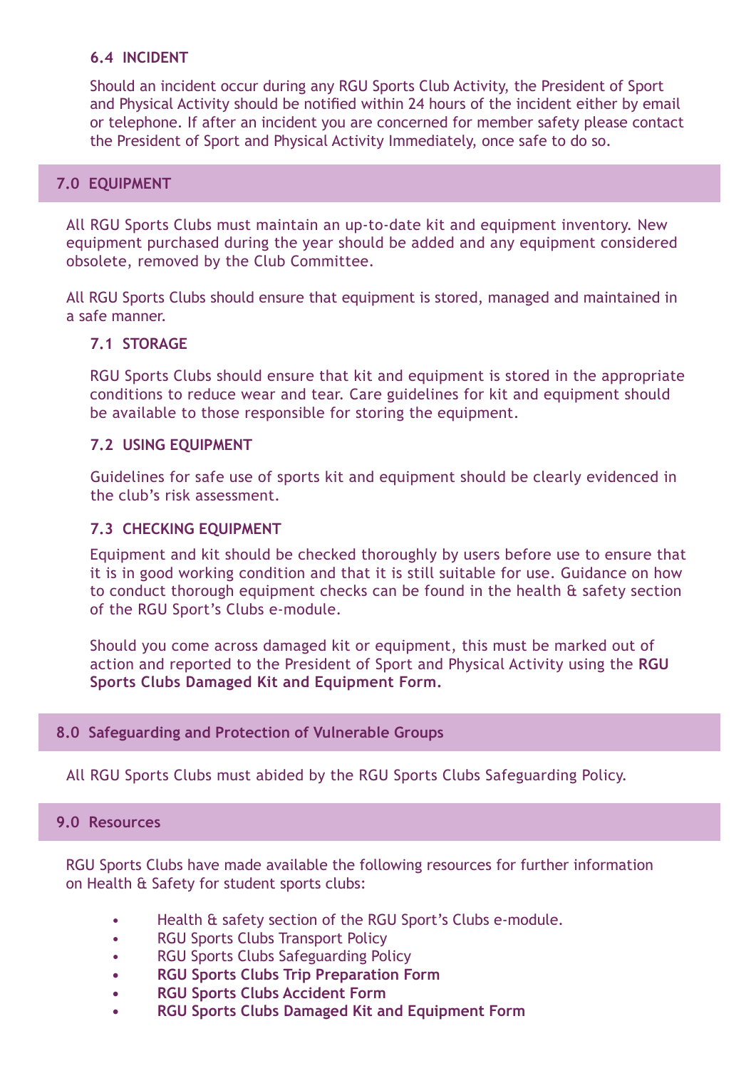### 6.4 INCIDENT

Should an incident occur during any RGU Sports Club Activity, the President of Sport and Physical Activity should be notified within 24 hours of the incident either by email or telephone. If after an incident you are concerned for member safety please contact the President of Sport and Physical Activity Immediately, once safe to do so.

## 7.0 EQUIPMENT

All RGU Sports Clubs must maintain an up-to-date kit and equipment inventory. New equipment purchased during the year should be added and any equipment considered obsolete, removed by the Club Committee.

All RGU Sports Clubs should ensure that equipment is stored, managed and maintained in a safe manner.

### 7.1 STORAGE

RGU Sports Clubs should ensure that kit and equipment is stored in the appropriate conditions to reduce wear and tear. Care guidelines for kit and equipment should be available to those responsible for storing the equipment.

### 7.2 USING EQUIPMENT

Guidelines for safe use of sports kit and equipment should be clearly evidenced in the club's risk assessment.

### 7.3 CHECKING EQUIPMENT

Equipment and kit should be checked thoroughly by users before use to ensure that it is in good working condition and that it is still suitable for use. Guidance on how to conduct thorough equipment checks can be found in the health & safety section of the RGU Sport's Clubs e-module.

Should you come across damaged kit or equipment, this must be marked out of action and reported to the President of Sport and Physical Activity using the **RGU Sports Clubs Damaged Kit and Equipment Form.**

## 8.0 Safeguarding and Protection of Vulnerable Groups

All RGU Sports Clubs must abided by the RGU Sports Clubs Safeguarding Policy.

## 9.0 Resources

RGU Sports Clubs have made available the following resources for further information on Health & Safety for student sports clubs:

- Health & safety section of the RGU Sport's Clubs e-module.
- RGU Sports Clubs Transport Policy
- RGU Sports Clubs Safeguarding Policy
- **RGU Sports Clubs Trip Preparation Form**
- **RGU Sports Clubs Accident Form**
- **RGU Sports Clubs Damaged Kit and Equipment Form**